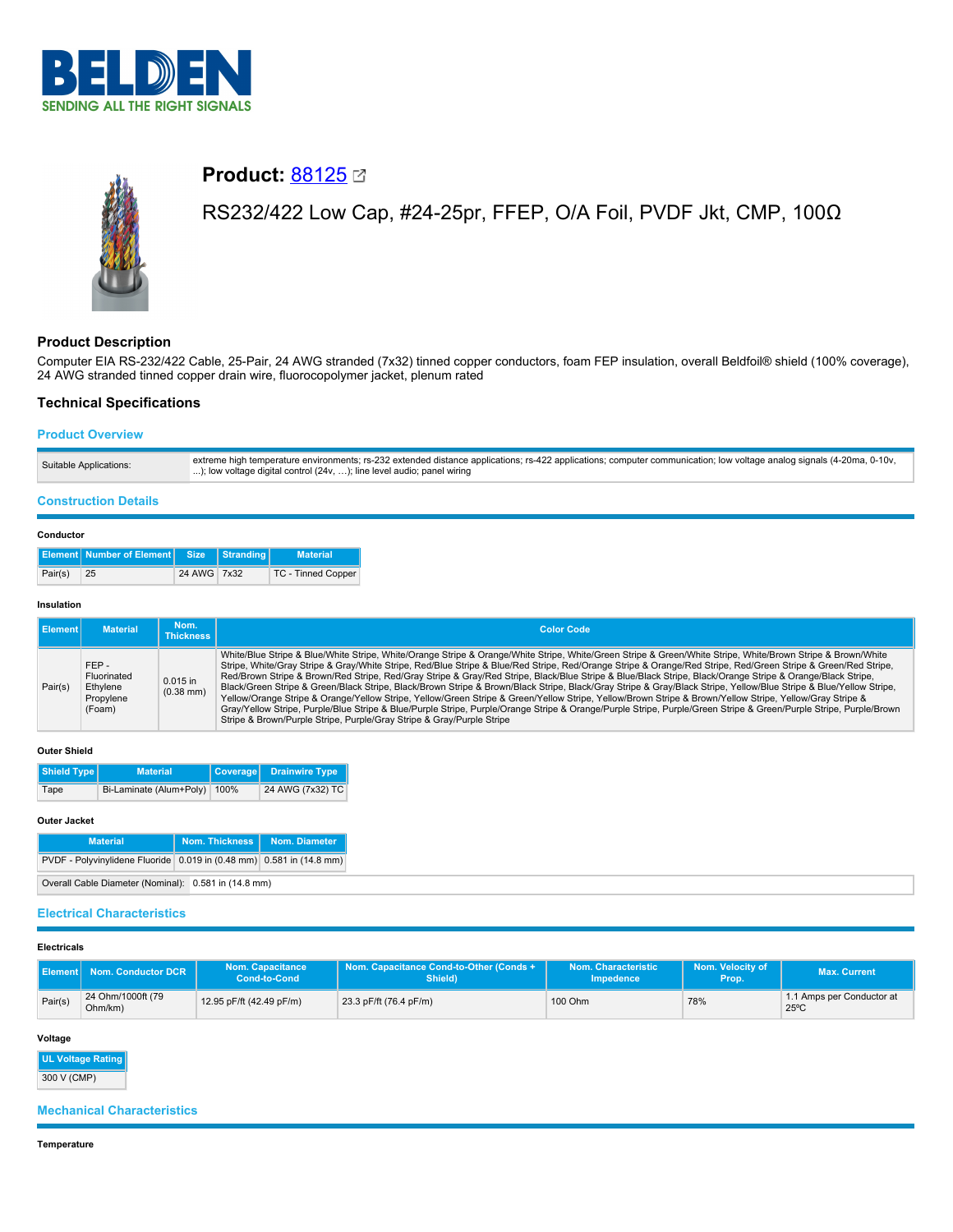# Product: [88125](#)

RS232/422 Low Cap, #24-25pr, FFEP, O/A Foil, PVDF Jkt, CMP, 100Ω

## Product Description

Computer EIA RS-232/422 Cable, 25-Pair, 24 AWG stranded (7x32) tinned copper conductors, foam FEP insulation, overall Beldfoil® shield (100% coverage), 24 AWG stranded tinned copper drain wire, fluorocopolymer jacket, plenum rated

## Technical Specifications

### Product Overview

| Suitable Applications: | extreme high temperature environments; rs-232 extended distance applications; rs-422 applications; computer communication; low voltage analog signals (4-20ma, 0-10v, ...); low voltage digital control (24v, ...); line level audio; panel wiring |
|---|---|

### Construction Details

#### Conductor

| Element | Number of Element | Size | Stranding | Material |
|---|---|---|---|---|
| Pair(s) | 25 | 24 AWG | 7x32 | TC - Tinned Copper |

#### Insulation

| Element | Material | Nom. Thickness | Color Code |
|---|---|---|---|
| Pair(s) | FEP - Fluorinated Ethylene Propylene (Foam) | 0.015 in (0.38 mm) | White/Blue Stripe & Blue/White Stripe, White/Orange Stripe & Orange/White Stripe, White/Green Stripe & Green/White Stripe, White/Brown Stripe & Brown/White Stripe, White/Gray Stripe & Gray/White Stripe, Red/Blue Stripe & Blue/Red Stripe, Red/Orange Stripe & Orange/Red Stripe, Red/Green Stripe & Green/Red Stripe, Red/Brown Stripe & Brown/Red Stripe, Red/Gray Stripe & Gray/Red Stripe, Black/Blue Stripe & Blue/Black Stripe, Black/Orange Stripe & Orange/Black Stripe, Black/Green Stripe & Green/Black Stripe, Black/Brown Stripe & Brown/Black Stripe, Black/Gray Stripe & Gray/Black Stripe, Yellow/Blue Stripe & Blue/Yellow Stripe, Yellow/Orange Stripe & Orange/Yellow Stripe, Yellow/Green Stripe & Green/Yellow Stripe, Yellow/Brown Stripe & Brown/Yellow Stripe, Yellow/Gray Stripe & Gray/Yellow Stripe, Purple/Blue Stripe & Blue/Purple Stripe, Purple/Orange Stripe & Orange/Purple Stripe, Purple/Green Stripe & Green/Purple Stripe, Purple/Brown Stripe & Brown/Purple Stripe, Purple/Gray Stripe & Gray/Purple Stripe |

#### Outer Shield

| Shield Type | Material | Coverage | Drainwire Type |
|---|---|---|---|
| Tape | Bi-Laminate (Alum+Poly) | 100% | 24 AWG (7x32) TC |

#### Outer Jacket

| Material | Nom. Thickness | Nom. Diameter |
|---|---|---|
| PVDF - Polyvinylidene Fluoride | 0.019 in (0.48 mm) | 0.581 in (14.8 mm) |

| Overall Cable Diameter (Nominal): | 0.581 in (14.8 mm) |
|---|---|

### Electrical Characteristics

#### Electricals

| Element | Nom. Conductor DCR | Nom. Capacitance Cond-to-Cond | Nom. Capacitance Cond-to-Other (Conds + Shield) | Nom. Characteristic Impedence | Nom. Velocity of Prop. | Max. Current |
|---|---|---|---|---|---|---|
| Pair(s) | 24 Ohm/1000ft (79 Ohm/km) | 12.95 pF/ft (42.49 pF/m) | 23.3 pF/ft (76.4 pF/m) | 100 Ohm | 78% | 1.1 Amps per Conductor at 25ºC |

#### Voltage

| UL Voltage Rating |
|---|
| 300 V (CMP) |

### Mechanical Characteristics

#### Temperature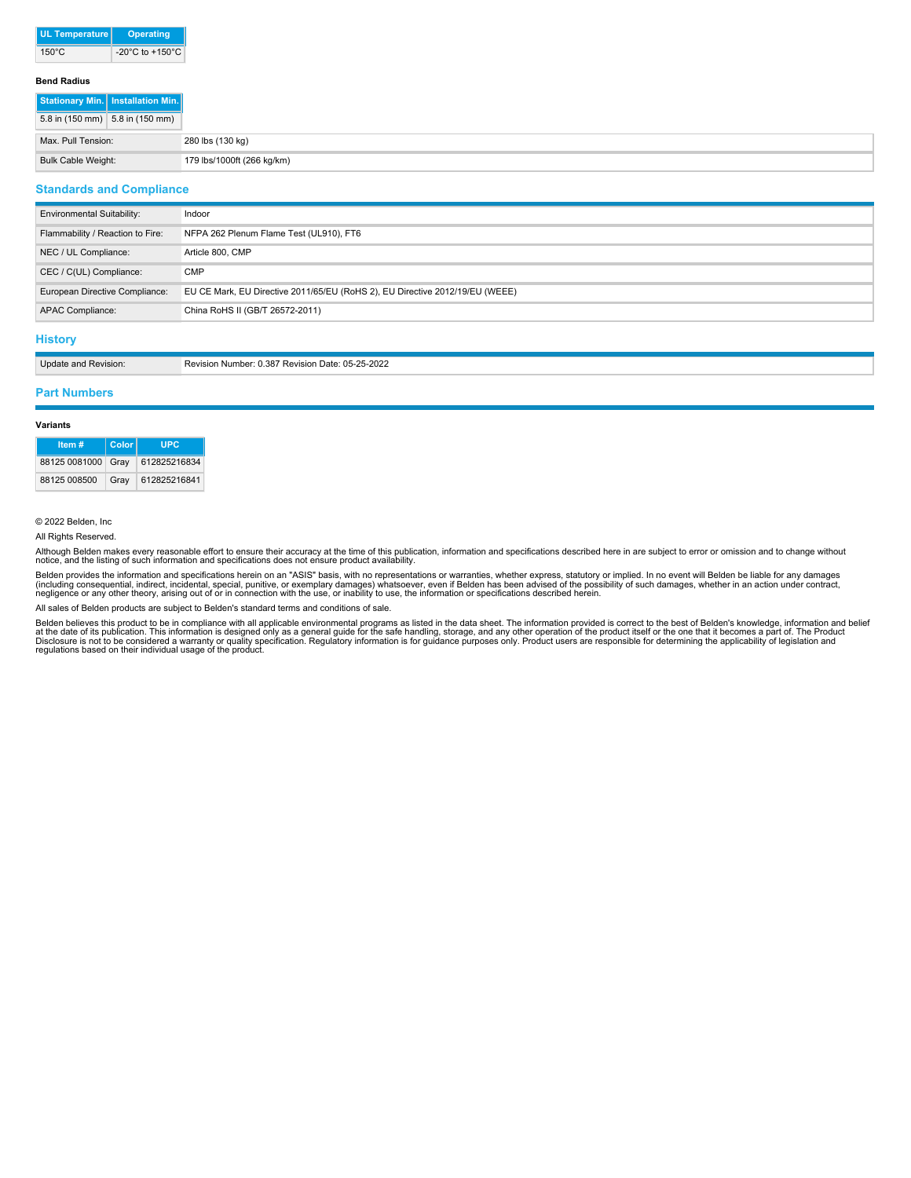| UL Temperature | Operating |
|---|---|
| 150°C | -20°C to +150°C |

**Bend Radius**

| Stationary Min. | Installation Min. |
|---|---|
| 5.8 in (150 mm) | 5.8 in (150 mm) |

| | |
|---|---|
| Max. Pull Tension: | 280 lbs (130 kg) |
| Bulk Cable Weight: | 179 lbs/1000ft (266 kg/km) |

## Standards and Compliance

| | |
|---|---|
| Environmental Suitability: | Indoor |
| Flammability / Reaction to Fire: | NFPA 262 Plenum Flame Test (UL910), FT6 |
| NEC / UL Compliance: | Article 800, CMP |
| CEC / C(UL) Compliance: | CMP |
| European Directive Compliance: | EU CE Mark, EU Directive 2011/65/EU (RoHS 2), EU Directive 2012/19/EU (WEEE) |
| APAC Compliance: | China RoHS II (GB/T 26572-2011) |

## History

| | |
|---|---|
| Update and Revision: | Revision Number: 0.387 Revision Date: 05-25-2022 |

## Part Numbers

**Variants**

| Item # | Color | UPC |
|---|---|---|
| 88125 0081000 | Gray | 612825216834 |
| 88125 008500 | Gray | 612825216841 |

© 2022 Belden, Inc

All Rights Reserved.

Although Belden makes every reasonable effort to ensure their accuracy at the time of this publication, information and specifications described here in are subject to error or omission and to change without notice, and the listing of such information and specifications does not ensure product availability.

Belden provides the information and specifications herein on an "ASIS" basis, with no representations or warranties, whether express, statutory or implied. In no event will Belden be liable for any damages (including consequential, indirect, incidental, special, punitive, or exemplary damages) whatsoever, even if Belden has been advised of the possibility of such damages, whether in an action under contract, negligence or any other theory, arising out of or in connection with the use, or inability to use, the information or specifications described herein.

All sales of Belden products are subject to Belden's standard terms and conditions of sale.

Belden believes this product to be in compliance with all applicable environmental programs as listed in the data sheet. The information provided is correct to the best of Belden's knowledge, information and belief at the date of its publication. This information is designed only as a general guide for the safe handling, storage, and any other operation of the product itself or the one that it becomes a part of. The Product Disclosure is not to be considered a warranty or quality specification. Regulatory information is for guidance purposes only. Product users are responsible for determining the applicability of legislation and regulations based on their individual usage of the product.